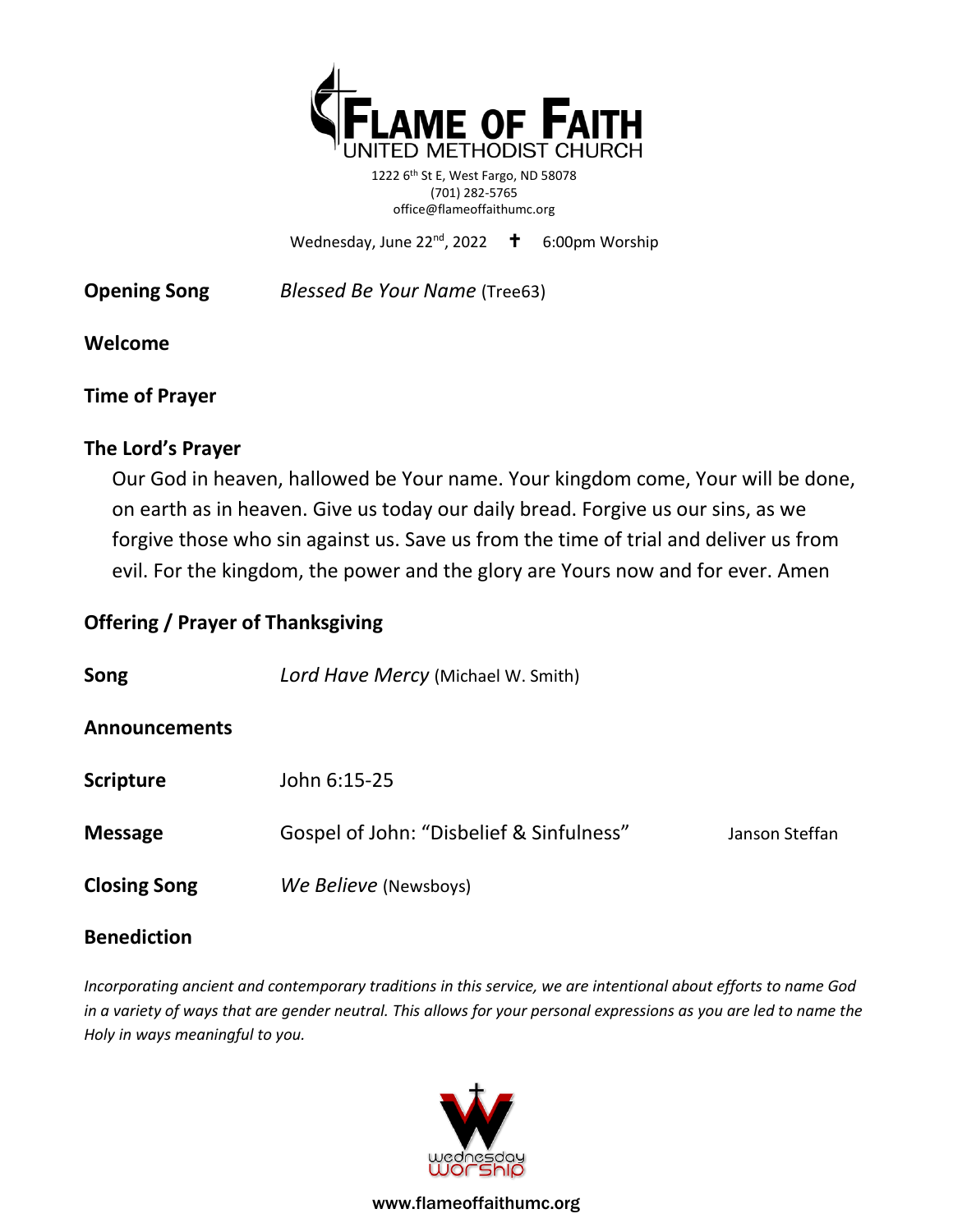# FLAME OF FAITH
UNITED METHODIST CHURCH

1222 6th St E, West Fargo, ND 58078
(701) 282-5765
office@flameoffaithumc.org

Wednesday, June 22nd, 2022 ✝ 6:00pm Worship

**Opening Song** *Blessed Be Your Name* (Tree63)

**Welcome**

**Time of Prayer**

**The Lord's Prayer**

Our God in heaven, hallowed be Your name. Your kingdom come, Your will be done, on earth as in heaven. Give us today our daily bread. Forgive us our sins, as we forgive those who sin against us. Save us from the time of trial and deliver us from evil. For the kingdom, the power and the glory are Yours now and for ever. Amen

**Offering / Prayer of Thanksgiving**

**Song** *Lord Have Mercy* (Michael W. Smith)

**Announcements**

**Scripture** John 6:15-25

**Message** Gospel of John: "Disbelief & Sinfulness" Janson Steffan

**Closing Song** *We Believe* (Newsboys)

**Benediction**

*Incorporating ancient and contemporary traditions in this service, we are intentional about efforts to name God in a variety of ways that are gender neutral. This allows for your personal expressions as you are led to name the Holy in ways meaningful to you.*

wednesday worship

www.flameoffaithumc.org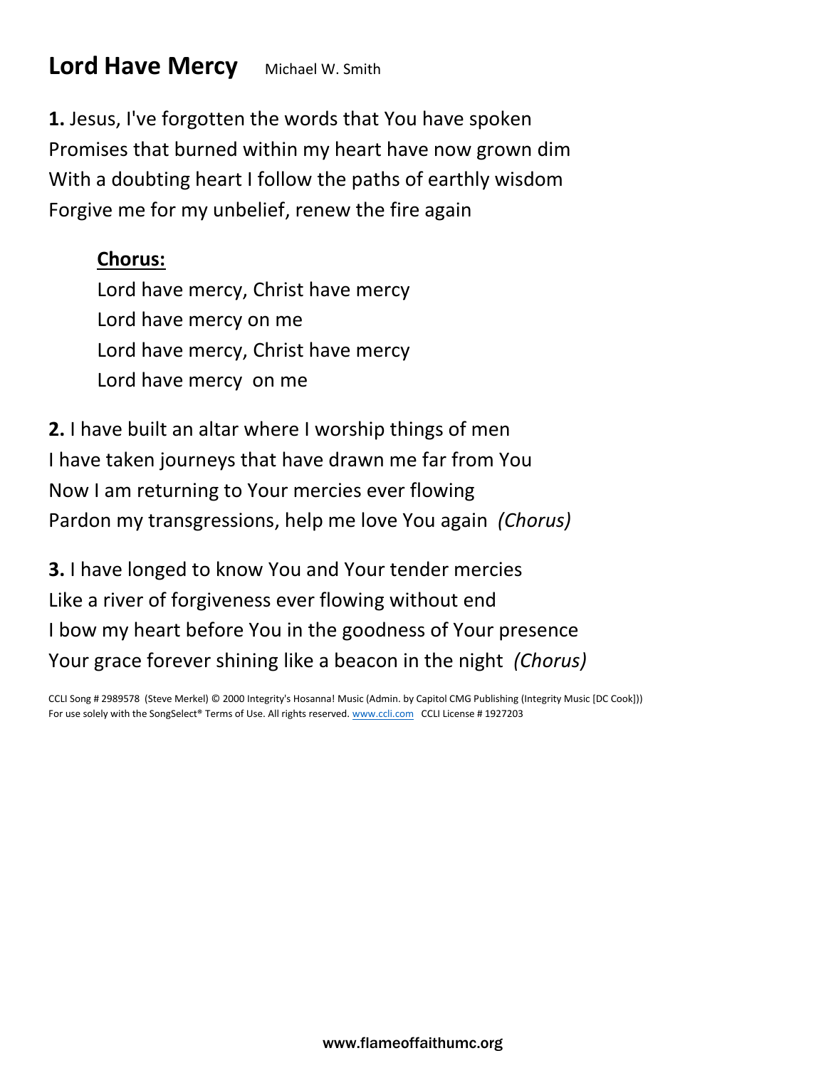# Lord Have Mercy

Michael W. Smith

**1.** Jesus, I've forgotten the words that You have spoken
Promises that burned within my heart have now grown dim
With a doubting heart I follow the paths of earthly wisdom
Forgive me for my unbelief, renew the fire again

**Chorus:**
Lord have mercy, Christ have mercy
Lord have mercy on me
Lord have mercy, Christ have mercy
Lord have mercy on me

**2.** I have built an altar where I worship things of men
I have taken journeys that have drawn me far from You
Now I am returning to Your mercies ever flowing
Pardon my transgressions, help me love You again *(Chorus)*

**3.** I have longed to know You and Your tender mercies
Like a river of forgiveness ever flowing without end
I bow my heart before You in the goodness of Your presence
Your grace forever shining like a beacon in the night *(Chorus)*

CCLI Song # 2989578 (Steve Merkel) © 2000 Integrity's Hosanna! Music (Admin. by Capitol CMG Publishing (Integrity Music [DC Cook]))
For use solely with the SongSelect® Terms of Use. All rights reserved. www.ccli.com CCLI License # 1927203

www.flameoffaithumc.org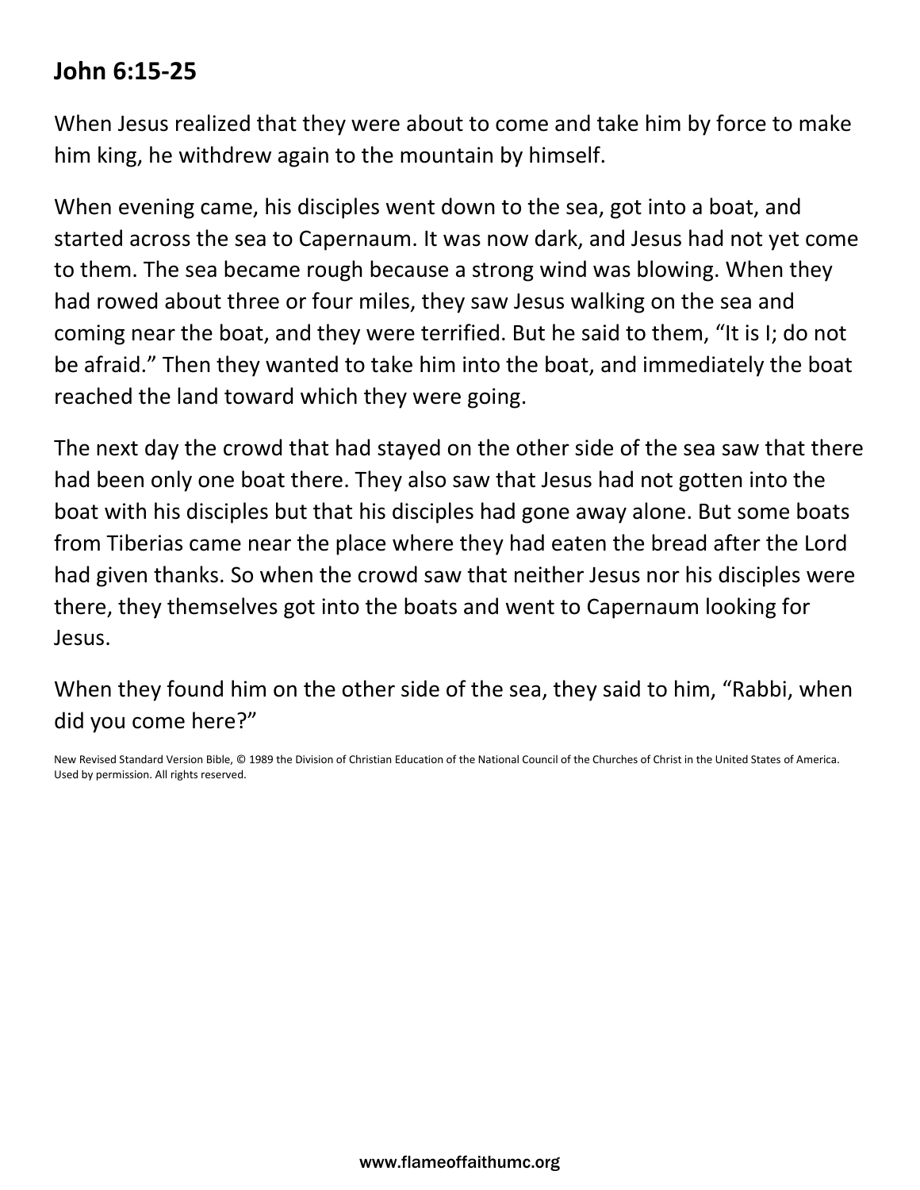## John 6:15-25

When Jesus realized that they were about to come and take him by force to make him king, he withdrew again to the mountain by himself.

When evening came, his disciples went down to the sea, got into a boat, and started across the sea to Capernaum. It was now dark, and Jesus had not yet come to them. The sea became rough because a strong wind was blowing. When they had rowed about three or four miles, they saw Jesus walking on the sea and coming near the boat, and they were terrified. But he said to them, "It is I; do not be afraid." Then they wanted to take him into the boat, and immediately the boat reached the land toward which they were going.

The next day the crowd that had stayed on the other side of the sea saw that there had been only one boat there. They also saw that Jesus had not gotten into the boat with his disciples but that his disciples had gone away alone. But some boats from Tiberias came near the place where they had eaten the bread after the Lord had given thanks. So when the crowd saw that neither Jesus nor his disciples were there, they themselves got into the boats and went to Capernaum looking for Jesus.

When they found him on the other side of the sea, they said to him, "Rabbi, when did you come here?"

New Revised Standard Version Bible, © 1989 the Division of Christian Education of the National Council of the Churches of Christ in the United States of America. Used by permission. All rights reserved.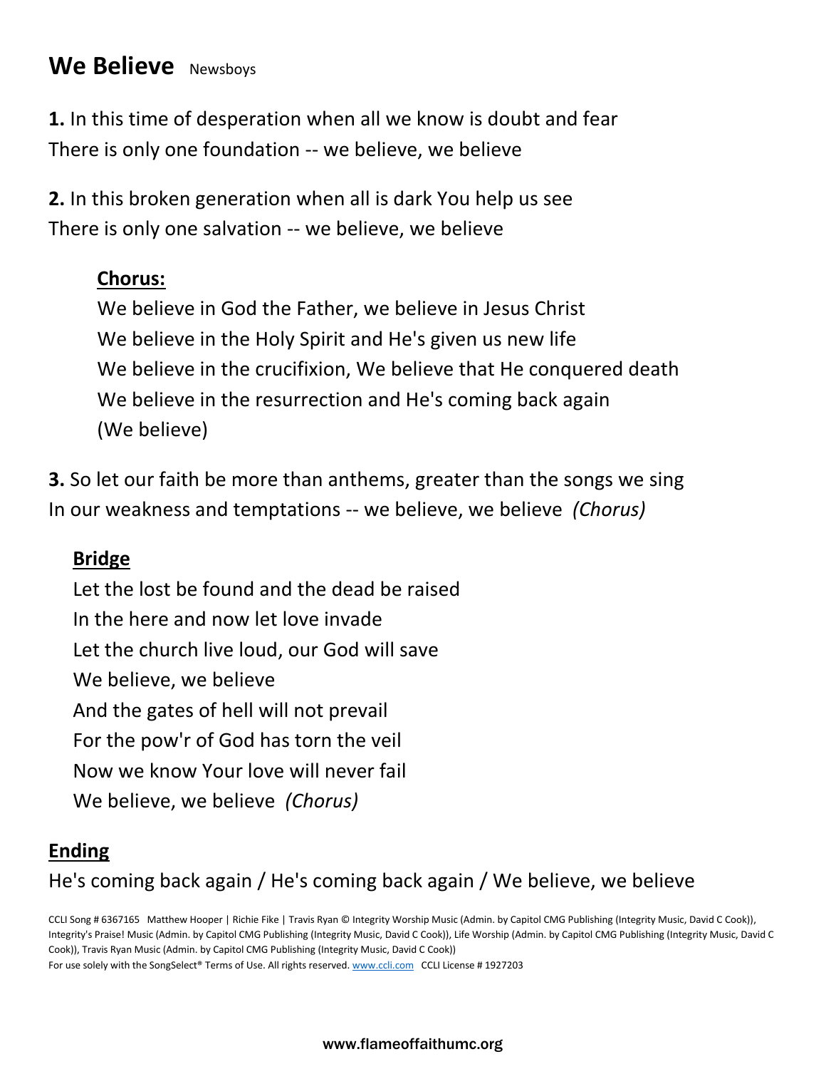# We Believe Newsboys

**1.** In this time of desperation when all we know is doubt and fear
There is only one foundation -- we believe, we believe

**2.** In this broken generation when all is dark You help us see
There is only one salvation -- we believe, we believe

**Chorus:**
We believe in God the Father, we believe in Jesus Christ
We believe in the Holy Spirit and He's given us new life
We believe in the crucifixion, We believe that He conquered death
We believe in the resurrection and He's coming back again
(We believe)

**3.** So let our faith be more than anthems, greater than the songs we sing
In our weakness and temptations -- we believe, we believe *(Chorus)*

**Bridge**
Let the lost be found and the dead be raised
In the here and now let love invade
Let the church live loud, our God will save
We believe, we believe
And the gates of hell will not prevail
For the pow'r of God has torn the veil
Now we know Your love will never fail
We believe, we believe *(Chorus)*

**Ending**
He's coming back again / He's coming back again / We believe, we believe

CCLI Song # 6367165 Matthew Hooper | Richie Fike | Travis Ryan © Integrity Worship Music (Admin. by Capitol CMG Publishing (Integrity Music, David C Cook)), Integrity's Praise! Music (Admin. by Capitol CMG Publishing (Integrity Music, David C Cook)), Life Worship (Admin. by Capitol CMG Publishing (Integrity Music, David C Cook)), Travis Ryan Music (Admin. by Capitol CMG Publishing (Integrity Music, David C Cook))
For use solely with the SongSelect® Terms of Use. All rights reserved. www.ccli.com CCLI License # 1927203

www.flameoffaithumc.org